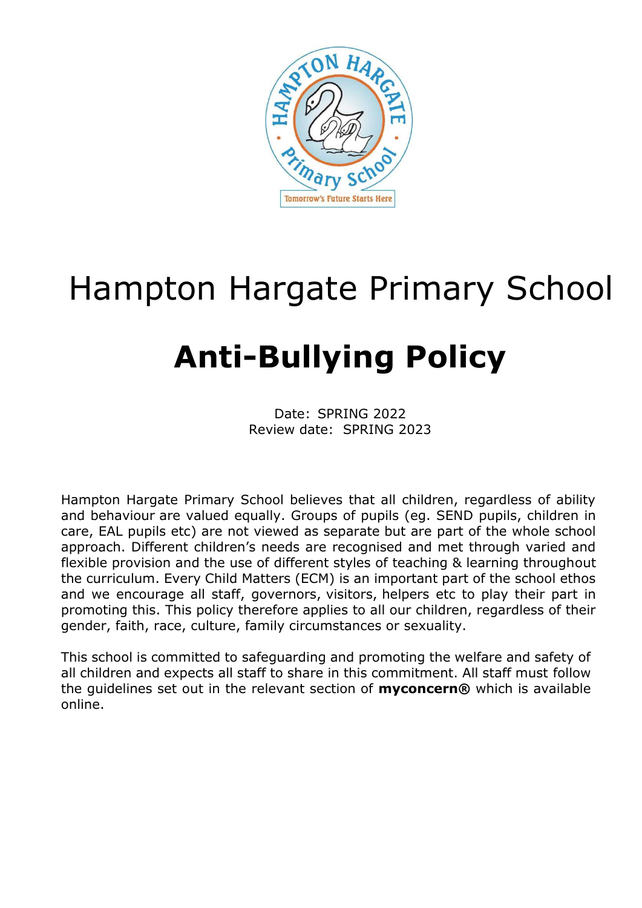# Hampton Hargate Primary School

# Anti-Bullying Policy

Date: SPRING 2022
Review date: SPRING 2023

Hampton Hargate Primary School believes that all children, regardless of ability and behaviour are valued equally. Groups of pupils (eg. SEND pupils, children in care, EAL pupils etc) are not viewed as separate but are part of the whole school approach. Different children's needs are recognised and met through varied and flexible provision and the use of different styles of teaching & learning throughout the curriculum. Every Child Matters (ECM) is an important part of the school ethos and we encourage all staff, governors, visitors, helpers etc to play their part in promoting this. This policy therefore applies to all our children, regardless of their gender, faith, race, culture, family circumstances or sexuality.

This school is committed to safeguarding and promoting the welfare and safety of all children and expects all staff to share in this commitment. All staff must follow the guidelines set out in the relevant section of **myconcern®** which is available online.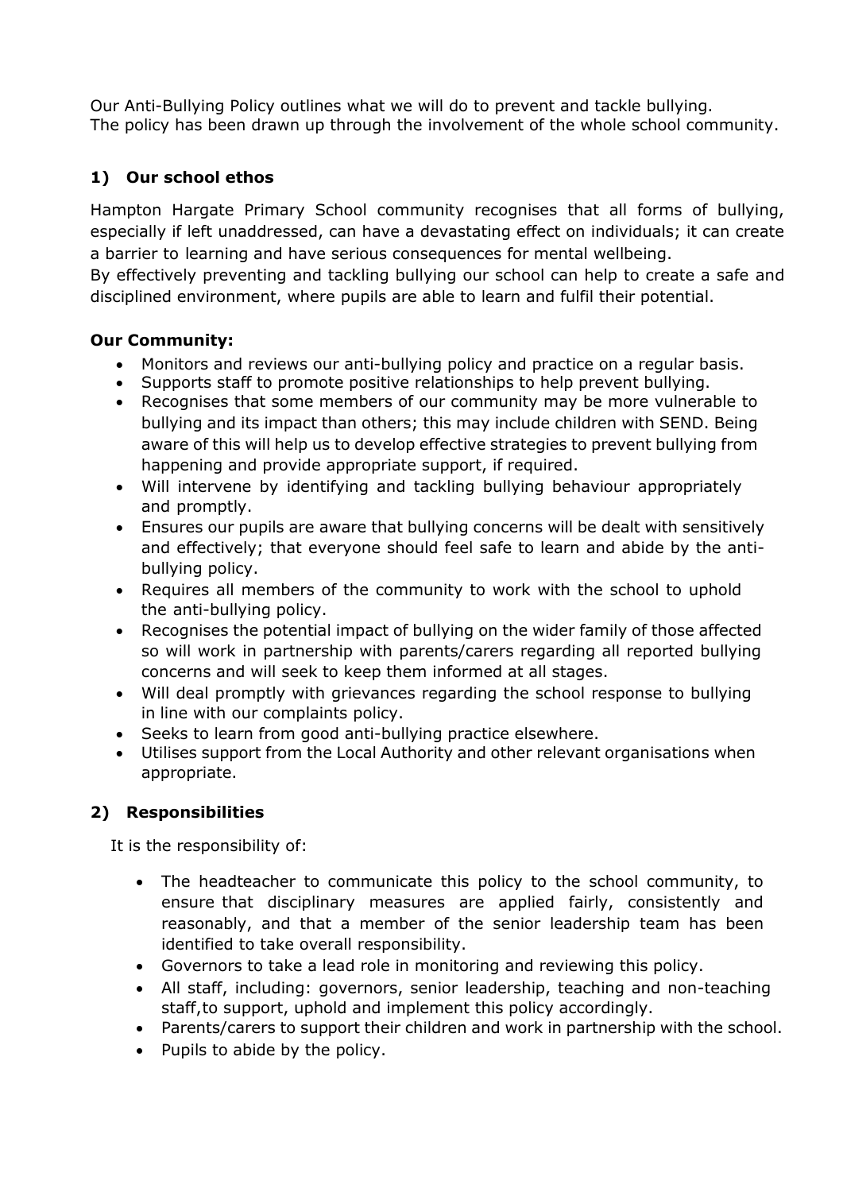Our Anti-Bullying Policy outlines what we will do to prevent and tackle bullying.
The policy has been drawn up through the involvement of the whole school community.

## 1) Our school ethos

Hampton Hargate Primary School community recognises that all forms of bullying, especially if left unaddressed, can have a devastating effect on individuals; it can create a barrier to learning and have serious consequences for mental wellbeing.
By effectively preventing and tackling bullying our school can help to create a safe and disciplined environment, where pupils are able to learn and fulfil their potential.

**Our Community:**

- Monitors and reviews our anti-bullying policy and practice on a regular basis.
- Supports staff to promote positive relationships to help prevent bullying.
- Recognises that some members of our community may be more vulnerable to bullying and its impact than others; this may include children with SEND. Being aware of this will help us to develop effective strategies to prevent bullying from happening and provide appropriate support, if required.
- Will intervene by identifying and tackling bullying behaviour appropriately and promptly.
- Ensures our pupils are aware that bullying concerns will be dealt with sensitively and effectively; that everyone should feel safe to learn and abide by the anti-bullying policy.
- Requires all members of the community to work with the school to uphold the anti-bullying policy.
- Recognises the potential impact of bullying on the wider family of those affected so will work in partnership with parents/carers regarding all reported bullying concerns and will seek to keep them informed at all stages.
- Will deal promptly with grievances regarding the school response to bullying in line with our complaints policy.
- Seeks to learn from good anti-bullying practice elsewhere.
- Utilises support from the Local Authority and other relevant organisations when appropriate.

## 2) Responsibilities

It is the responsibility of:

- The headteacher to communicate this policy to the school community, to ensure that disciplinary measures are applied fairly, consistently and reasonably, and that a member of the senior leadership team has been identified to take overall responsibility.
- Governors to take a lead role in monitoring and reviewing this policy.
- All staff, including: governors, senior leadership, teaching and non-teaching staff,to support, uphold and implement this policy accordingly.
- Parents/carers to support their children and work in partnership with the school.
- Pupils to abide by the policy.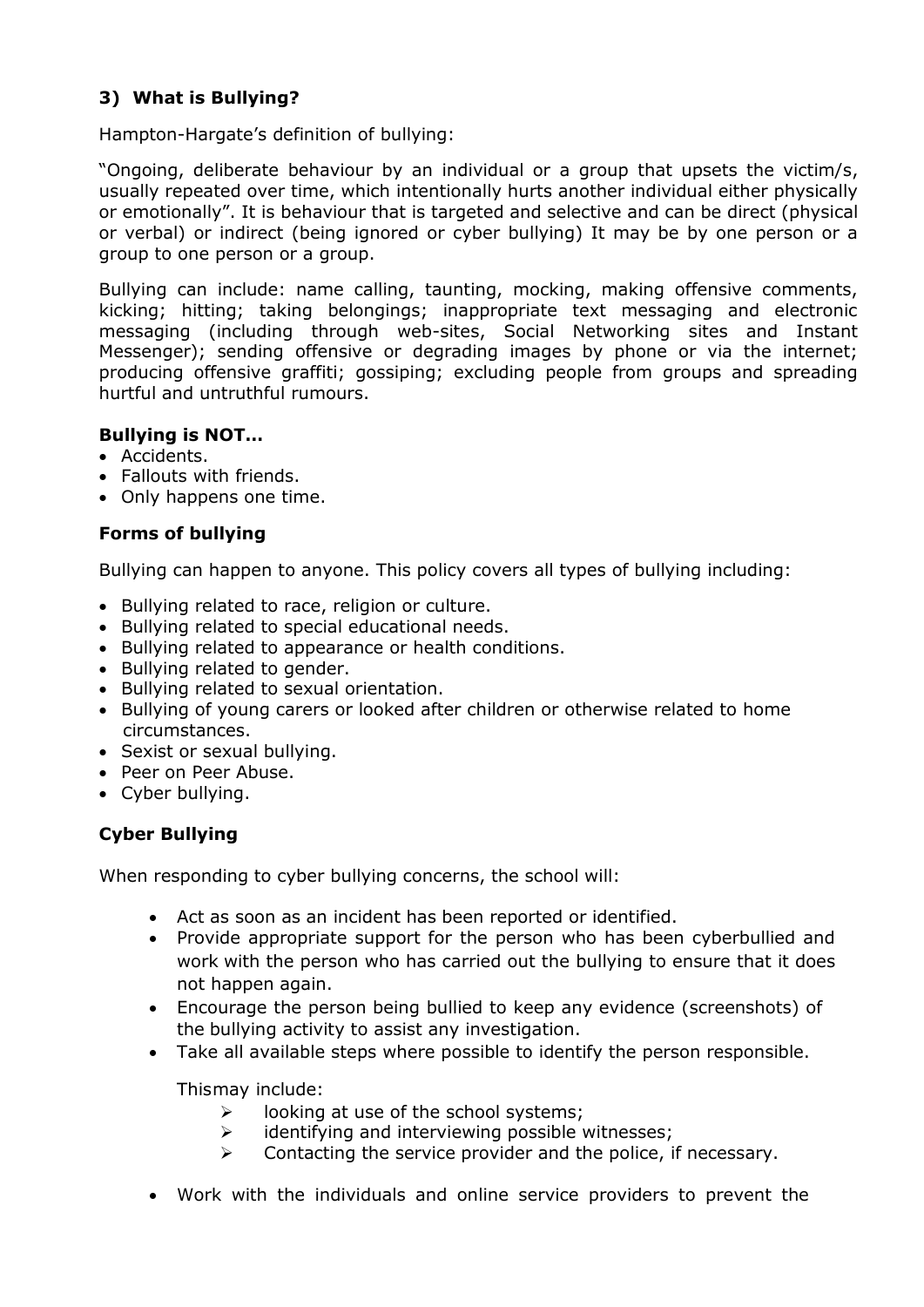## 3) What is Bullying?

Hampton-Hargate's definition of bullying:

"Ongoing, deliberate behaviour by an individual or a group that upsets the victim/s, usually repeated over time, which intentionally hurts another individual either physically or emotionally". It is behaviour that is targeted and selective and can be direct (physical or verbal) or indirect (being ignored or cyber bullying) It may be by one person or a group to one person or a group.

Bullying can include: name calling, taunting, mocking, making offensive comments, kicking; hitting; taking belongings; inappropriate text messaging and electronic messaging (including through web-sites, Social Networking sites and Instant Messenger); sending offensive or degrading images by phone or via the internet; producing offensive graffiti; gossiping; excluding people from groups and spreading hurtful and untruthful rumours.

### Bullying is NOT…

- Accidents.
- Fallouts with friends.
- Only happens one time.

### Forms of bullying

Bullying can happen to anyone. This policy covers all types of bullying including:

- Bullying related to race, religion or culture.
- Bullying related to special educational needs.
- Bullying related to appearance or health conditions.
- Bullying related to gender.
- Bullying related to sexual orientation.
- Bullying of young carers or looked after children or otherwise related to home circumstances.
- Sexist or sexual bullying.
- Peer on Peer Abuse.
- Cyber bullying.

### Cyber Bullying

When responding to cyber bullying concerns, the school will:

- Act as soon as an incident has been reported or identified.
- Provide appropriate support for the person who has been cyberbullied and work with the person who has carried out the bullying to ensure that it does not happen again.
- Encourage the person being bullied to keep any evidence (screenshots) of the bullying activity to assist any investigation.
- Take all available steps where possible to identify the person responsible.

  Thismay include:
  - looking at use of the school systems;
  - identifying and interviewing possible witnesses;
  - Contacting the service provider and the police, if necessary.

- Work with the individuals and online service providers to prevent the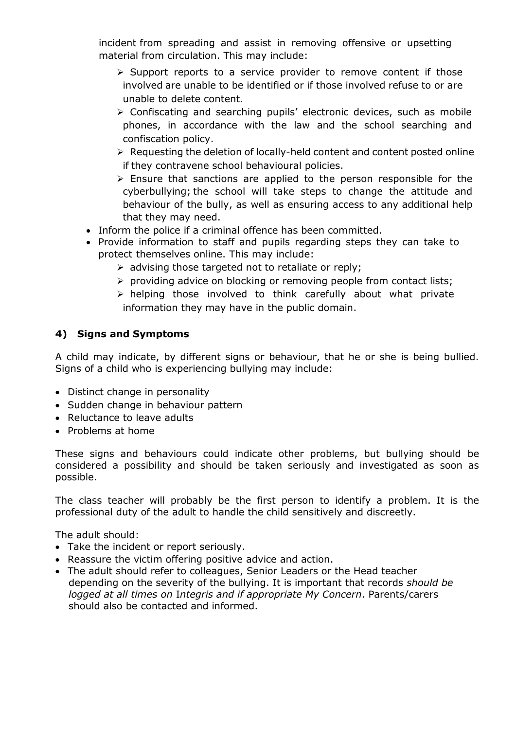incident from spreading and assist in removing offensive or upsetting material from circulation. This may include:

   - Support reports to a service provider to remove content if those involved are unable to be identified or if those involved refuse to or are unable to delete content.
   - Confiscating and searching pupils' electronic devices, such as mobile phones, in accordance with the law and the school searching and confiscation policy.
   - Requesting the deletion of locally-held content and content posted online if they contravene school behavioural policies.
   - Ensure that sanctions are applied to the person responsible for the cyberbullying; the school will take steps to change the attitude and behaviour of the bully, as well as ensuring access to any additional help that they may need.

- Inform the police if a criminal offence has been committed.
- Provide information to staff and pupils regarding steps they can take to protect themselves online. This may include:
   - advising those targeted not to retaliate or reply;
   - providing advice on blocking or removing people from contact lists;
   - helping those involved to think carefully about what private information they may have in the public domain.

### 4) Signs and Symptoms

A child may indicate, by different signs or behaviour, that he or she is being bullied. Signs of a child who is experiencing bullying may include:

- Distinct change in personality
- Sudden change in behaviour pattern
- Reluctance to leave adults
- Problems at home

These signs and behaviours could indicate other problems, but bullying should be considered a possibility and should be taken seriously and investigated as soon as possible.

The class teacher will probably be the first person to identify a problem. It is the professional duty of the adult to handle the child sensitively and discreetly.

The adult should:

- Take the incident or report seriously.
- Reassure the victim offering positive advice and action.
- The adult should refer to colleagues, Senior Leaders or the Head teacher depending on the severity of the bullying. It is important that records *should be logged at all times on* I*ntegris and if appropriate My Concern*. Parents/carers should also be contacted and informed.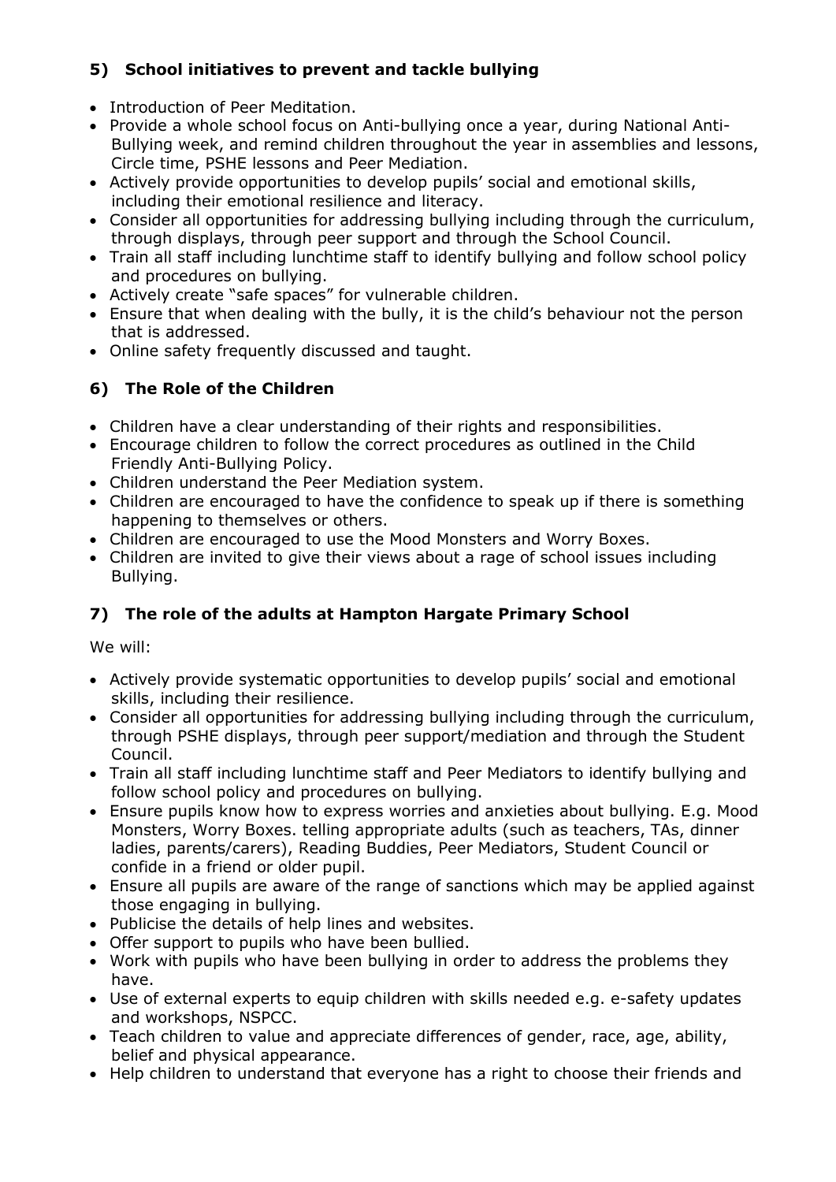## 5) School initiatives to prevent and tackle bullying

- Introduction of Peer Meditation.
- Provide a whole school focus on Anti-bullying once a year, during National Anti-Bullying week, and remind children throughout the year in assemblies and lessons, Circle time, PSHE lessons and Peer Mediation.
- Actively provide opportunities to develop pupils' social and emotional skills, including their emotional resilience and literacy.
- Consider all opportunities for addressing bullying including through the curriculum, through displays, through peer support and through the School Council.
- Train all staff including lunchtime staff to identify bullying and follow school policy and procedures on bullying.
- Actively create "safe spaces" for vulnerable children.
- Ensure that when dealing with the bully, it is the child's behaviour not the person that is addressed.
- Online safety frequently discussed and taught.

## 6) The Role of the Children

- Children have a clear understanding of their rights and responsibilities.
- Encourage children to follow the correct procedures as outlined in the Child Friendly Anti-Bullying Policy.
- Children understand the Peer Mediation system.
- Children are encouraged to have the confidence to speak up if there is something happening to themselves or others.
- Children are encouraged to use the Mood Monsters and Worry Boxes.
- Children are invited to give their views about a rage of school issues including Bullying.

## 7) The role of the adults at Hampton Hargate Primary School

We will:

- Actively provide systematic opportunities to develop pupils' social and emotional skills, including their resilience.
- Consider all opportunities for addressing bullying including through the curriculum, through PSHE displays, through peer support/mediation and through the Student Council.
- Train all staff including lunchtime staff and Peer Mediators to identify bullying and follow school policy and procedures on bullying.
- Ensure pupils know how to express worries and anxieties about bullying. E.g. Mood Monsters, Worry Boxes. telling appropriate adults (such as teachers, TAs, dinner ladies, parents/carers), Reading Buddies, Peer Mediators, Student Council or confide in a friend or older pupil.
- Ensure all pupils are aware of the range of sanctions which may be applied against those engaging in bullying.
- Publicise the details of help lines and websites.
- Offer support to pupils who have been bullied.
- Work with pupils who have been bullying in order to address the problems they have.
- Use of external experts to equip children with skills needed e.g. e-safety updates and workshops, NSPCC.
- Teach children to value and appreciate differences of gender, race, age, ability, belief and physical appearance.
- Help children to understand that everyone has a right to choose their friends and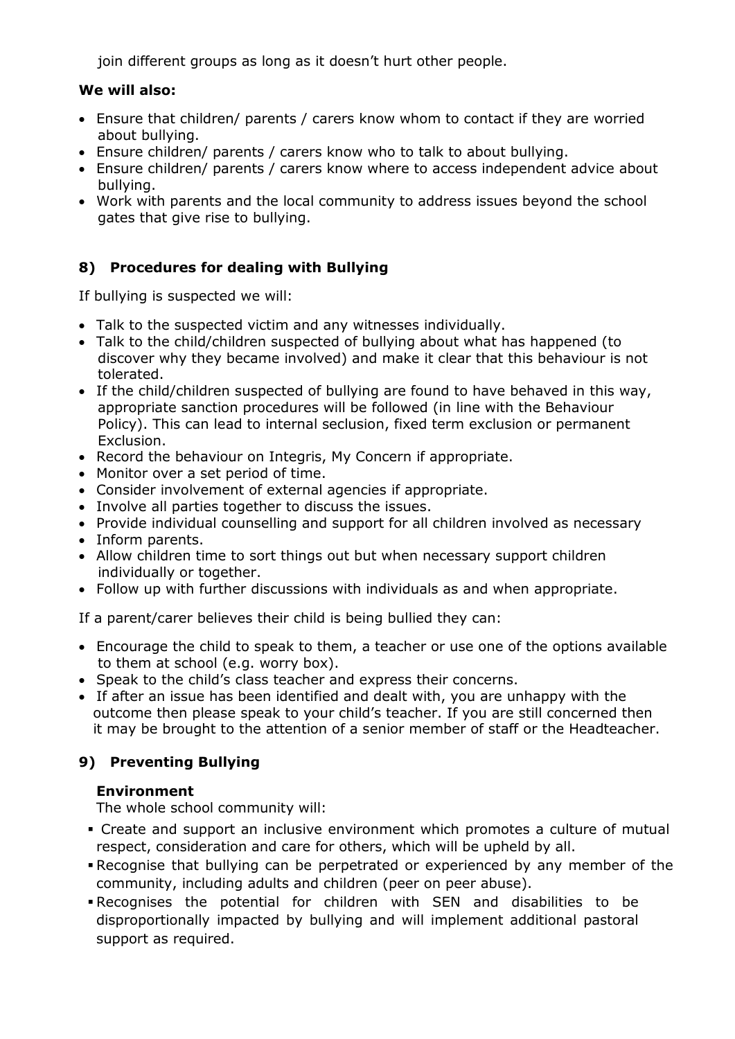join different groups as long as it doesn't hurt other people.

**We will also:**

- Ensure that children/ parents / carers know whom to contact if they are worried about bullying.
- Ensure children/ parents / carers know who to talk to about bullying.
- Ensure children/ parents / carers know where to access independent advice about bullying.
- Work with parents and the local community to address issues beyond the school gates that give rise to bullying.

## 8) Procedures for dealing with Bullying

If bullying is suspected we will:

- Talk to the suspected victim and any witnesses individually.
- Talk to the child/children suspected of bullying about what has happened (to discover why they became involved) and make it clear that this behaviour is not tolerated.
- If the child/children suspected of bullying are found to have behaved in this way, appropriate sanction procedures will be followed (in line with the Behaviour Policy). This can lead to internal seclusion, fixed term exclusion or permanent Exclusion.
- Record the behaviour on Integris, My Concern if appropriate.
- Monitor over a set period of time.
- Consider involvement of external agencies if appropriate.
- Involve all parties together to discuss the issues.
- Provide individual counselling and support for all children involved as necessary
- Inform parents.
- Allow children time to sort things out but when necessary support children individually or together.
- Follow up with further discussions with individuals as and when appropriate.

If a parent/carer believes their child is being bullied they can:

- Encourage the child to speak to them, a teacher or use one of the options available to them at school (e.g. worry box).
- Speak to the child's class teacher and express their concerns.
- If after an issue has been identified and dealt with, you are unhappy with the outcome then please speak to your child's teacher. If you are still concerned then it may be brought to the attention of a senior member of staff or the Headteacher.

## 9) Preventing Bullying

### Environment

The whole school community will:

- Create and support an inclusive environment which promotes a culture of mutual respect, consideration and care for others, which will be upheld by all.
- Recognise that bullying can be perpetrated or experienced by any member of the community, including adults and children (peer on peer abuse).
- Recognises the potential for children with SEN and disabilities to be disproportionally impacted by bullying and will implement additional pastoral support as required.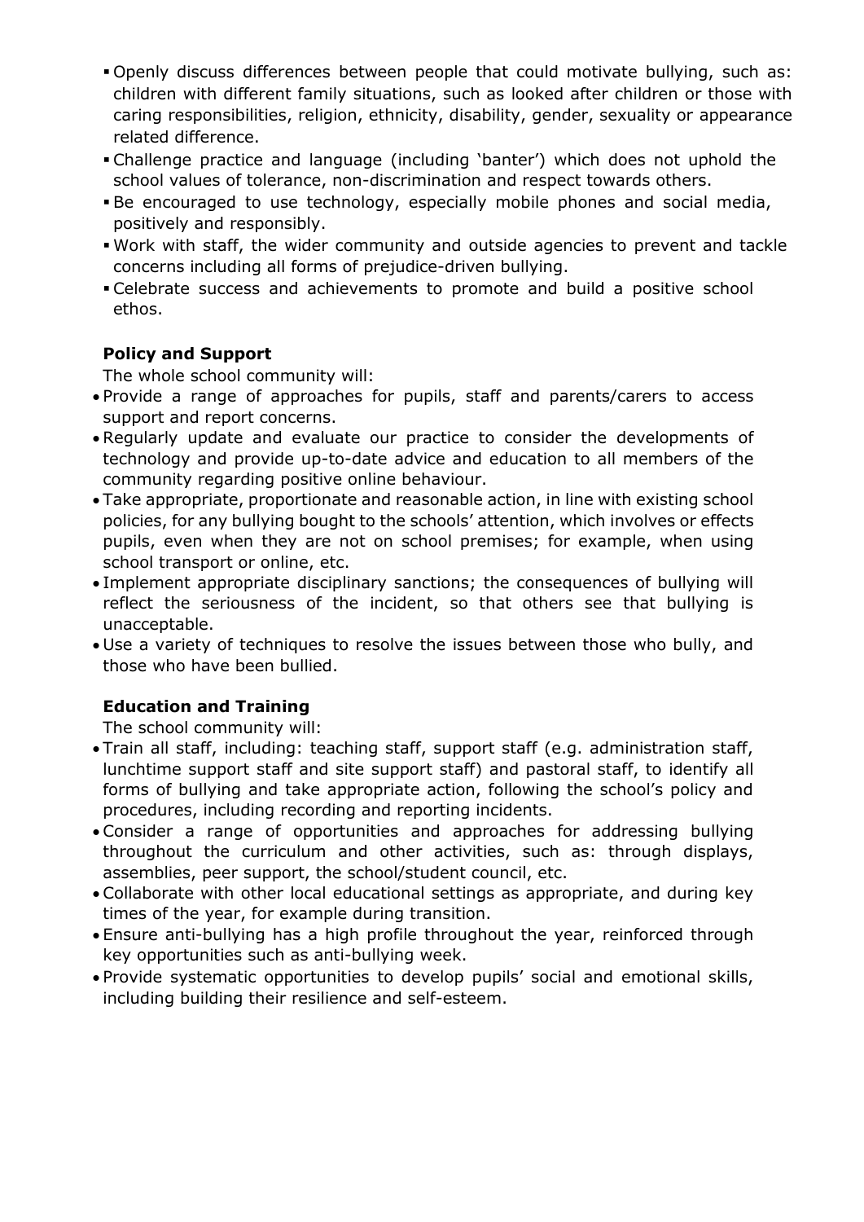- Openly discuss differences between people that could motivate bullying, such as: children with different family situations, such as looked after children or those with caring responsibilities, religion, ethnicity, disability, gender, sexuality or appearance related difference.
- Challenge practice and language (including 'banter') which does not uphold the school values of tolerance, non-discrimination and respect towards others.
- Be encouraged to use technology, especially mobile phones and social media, positively and responsibly.
- Work with staff, the wider community and outside agencies to prevent and tackle concerns including all forms of prejudice-driven bullying.
- Celebrate success and achievements to promote and build a positive school ethos.

**Policy and Support**

The whole school community will:

- Provide a range of approaches for pupils, staff and parents/carers to access support and report concerns.
- Regularly update and evaluate our practice to consider the developments of technology and provide up-to-date advice and education to all members of the community regarding positive online behaviour.
- Take appropriate, proportionate and reasonable action, in line with existing school policies, for any bullying bought to the schools' attention, which involves or effects pupils, even when they are not on school premises; for example, when using school transport or online, etc.
- Implement appropriate disciplinary sanctions; the consequences of bullying will reflect the seriousness of the incident, so that others see that bullying is unacceptable.
- Use a variety of techniques to resolve the issues between those who bully, and those who have been bullied.

**Education and Training**

The school community will:

- Train all staff, including: teaching staff, support staff (e.g. administration staff, lunchtime support staff and site support staff) and pastoral staff, to identify all forms of bullying and take appropriate action, following the school's policy and procedures, including recording and reporting incidents.
- Consider a range of opportunities and approaches for addressing bullying throughout the curriculum and other activities, such as: through displays, assemblies, peer support, the school/student council, etc.
- Collaborate with other local educational settings as appropriate, and during key times of the year, for example during transition.
- Ensure anti-bullying has a high profile throughout the year, reinforced through key opportunities such as anti-bullying week.
- Provide systematic opportunities to develop pupils' social and emotional skills, including building their resilience and self-esteem.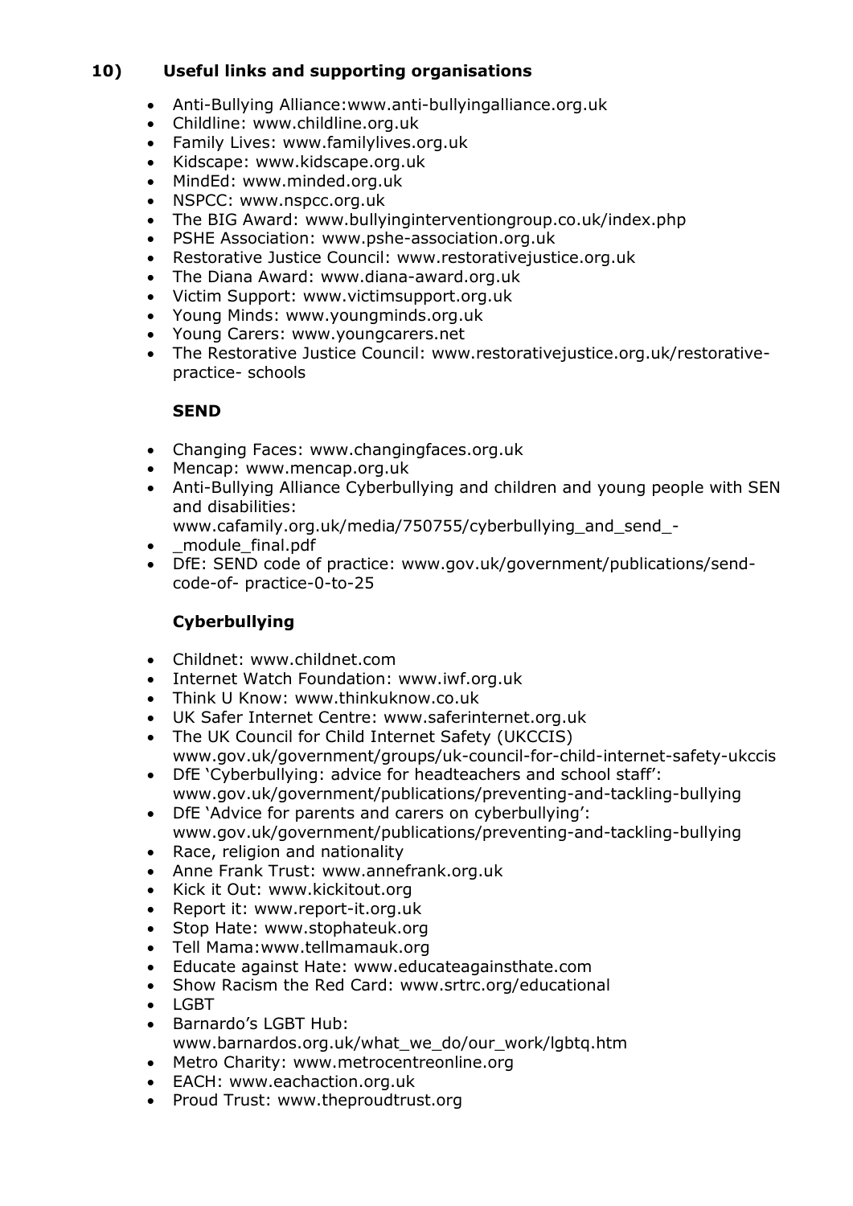## 10) Useful links and supporting organisations

- Anti-Bullying Alliance:www.anti-bullyingalliance.org.uk
- Childline: www.childline.org.uk
- Family Lives: www.familylives.org.uk
- Kidscape: www.kidscape.org.uk
- MindEd: www.minded.org.uk
- NSPCC: www.nspcc.org.uk
- The BIG Award: www.bullyinginterventiongroup.co.uk/index.php
- PSHE Association: www.pshe-association.org.uk
- Restorative Justice Council: www.restorativejustice.org.uk
- The Diana Award: www.diana-award.org.uk
- Victim Support: www.victimsupport.org.uk
- Young Minds: www.youngminds.org.uk
- Young Carers: www.youngcarers.net
- The Restorative Justice Council: www.restorativejustice.org.uk/restorative-practice- schools

### SEND

- Changing Faces: www.changingfaces.org.uk
- Mencap: www.mencap.org.uk
- Anti-Bullying Alliance Cyberbullying and children and young people with SEN and disabilities: www.cafamily.org.uk/media/750755/cyberbullying_and_send_-
- _module_final.pdf
- DfE: SEND code of practice: www.gov.uk/government/publications/send-code-of- practice-0-to-25

### Cyberbullying

- Childnet: www.childnet.com
- Internet Watch Foundation: www.iwf.org.uk
- Think U Know: www.thinkuknow.co.uk
- UK Safer Internet Centre: www.saferinternet.org.uk
- The UK Council for Child Internet Safety (UKCCIS) www.gov.uk/government/groups/uk-council-for-child-internet-safety-ukccis
- DfE 'Cyberbullying: advice for headteachers and school staff': www.gov.uk/government/publications/preventing-and-tackling-bullying
- DfE 'Advice for parents and carers on cyberbullying': www.gov.uk/government/publications/preventing-and-tackling-bullying
- Race, religion and nationality
- Anne Frank Trust: www.annefrank.org.uk
- Kick it Out: www.kickitout.org
- Report it: www.report-it.org.uk
- Stop Hate: www.stophateuk.org
- Tell Mama:www.tellmamauk.org
- Educate against Hate: www.educateagainsthate.com
- Show Racism the Red Card: www.srtrc.org/educational
- LGBT
- Barnardo's LGBT Hub: www.barnardos.org.uk/what_we_do/our_work/lgbtq.htm
- Metro Charity: www.metrocentreonline.org
- EACH: www.eachaction.org.uk
- Proud Trust: www.theproudtrust.org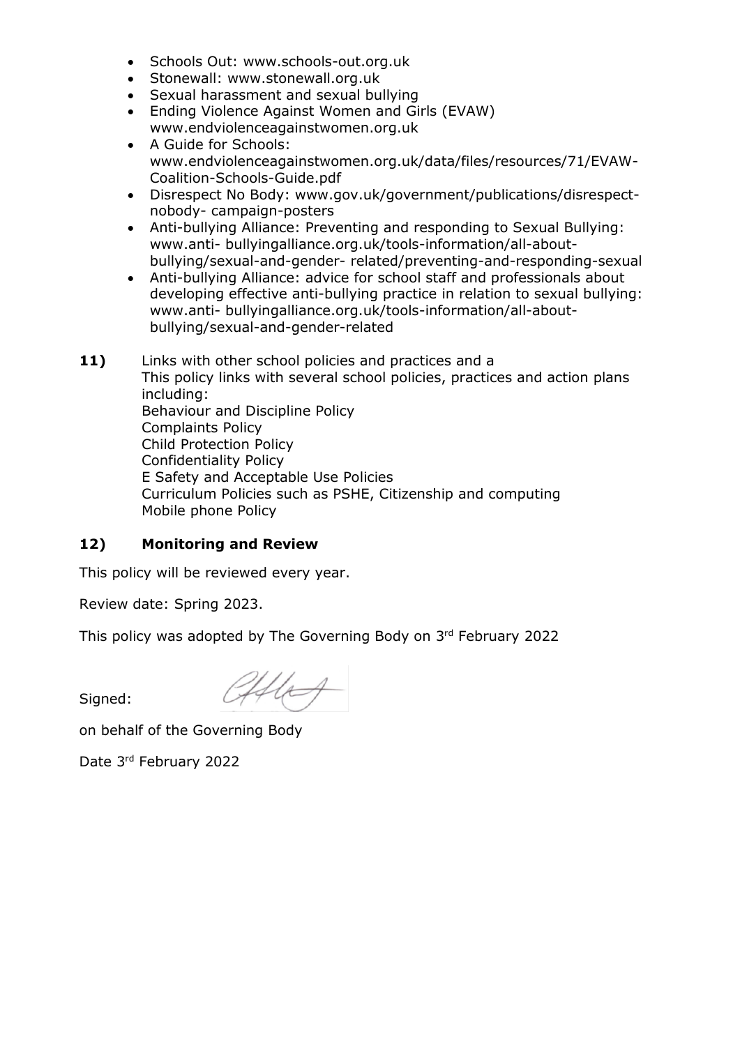- Schools Out: www.schools-out.org.uk
- Stonewall: www.stonewall.org.uk
- Sexual harassment and sexual bullying
- Ending Violence Against Women and Girls (EVAW) www.endviolenceagainstwomen.org.uk
- A Guide for Schools: www.endviolenceagainstwomen.org.uk/data/files/resources/71/EVAW-Coalition-Schools-Guide.pdf
- Disrespect No Body: www.gov.uk/government/publications/disrespect-nobody- campaign-posters
- Anti-bullying Alliance: Preventing and responding to Sexual Bullying: www.anti- bullyingalliance.org.uk/tools-information/all-about-bullying/sexual-and-gender- related/preventing-and-responding-sexual
- Anti-bullying Alliance: advice for school staff and professionals about developing effective anti-bullying practice in relation to sexual bullying: www.anti- bullyingalliance.org.uk/tools-information/all-about-bullying/sexual-and-gender-related

**11)** Links with other school policies and practices and a

This policy links with several school policies, practices and action plans including:

Behaviour and Discipline Policy
Complaints Policy
Child Protection Policy
Confidentiality Policy
E Safety and Acceptable Use Policies
Curriculum Policies such as PSHE, Citizenship and computing
Mobile phone Policy

## 12) Monitoring and Review

This policy will be reviewed every year.

Review date: Spring 2023.

This policy was adopted by The Governing Body on 3rd February 2022

Signed:

on behalf of the Governing Body

Date 3rd February 2022